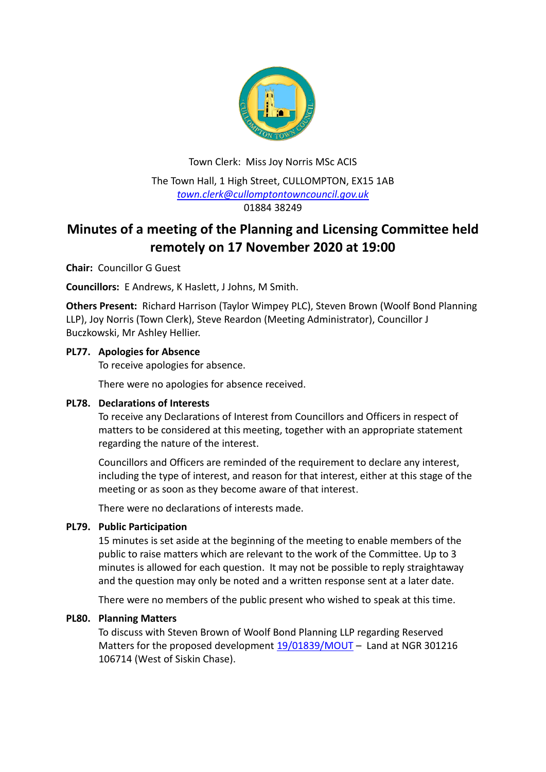Town Clerk: Miss Joy Norris MSc ACIS

The Town Hall, 1 High Street, CULLOMPTON, EX15 1AB
town.clerk@cullomptontowncouncil.gov.uk
01884 38249

# Minutes of a meeting of the Planning and Licensing Committee held remotely on 17 November 2020 at 19:00

**Chair:** Councillor G Guest

**Councillors:** E Andrews, K Haslett, J Johns, M Smith.

**Others Present:** Richard Harrison (Taylor Wimpey PLC), Steven Brown (Woolf Bond Planning LLP), Joy Norris (Town Clerk), Steve Reardon (Meeting Administrator), Councillor J Buczkowski, Mr Ashley Hellier.

**PL77. Apologies for Absence**

To receive apologies for absence.

There were no apologies for absence received.

**PL78. Declarations of Interests**

To receive any Declarations of Interest from Councillors and Officers in respect of matters to be considered at this meeting, together with an appropriate statement regarding the nature of the interest.

Councillors and Officers are reminded of the requirement to declare any interest, including the type of interest, and reason for that interest, either at this stage of the meeting or as soon as they become aware of that interest.

There were no declarations of interests made.

**PL79. Public Participation**

15 minutes is set aside at the beginning of the meeting to enable members of the public to raise matters which are relevant to the work of the Committee. Up to 3 minutes is allowed for each question. It may not be possible to reply straightaway and the question may only be noted and a written response sent at a later date.

There were no members of the public present who wished to speak at this time.

**PL80. Planning Matters**

To discuss with Steven Brown of Woolf Bond Planning LLP regarding Reserved Matters for the proposed development 19/01839/MOUT – Land at NGR 301216 106714 (West of Siskin Chase).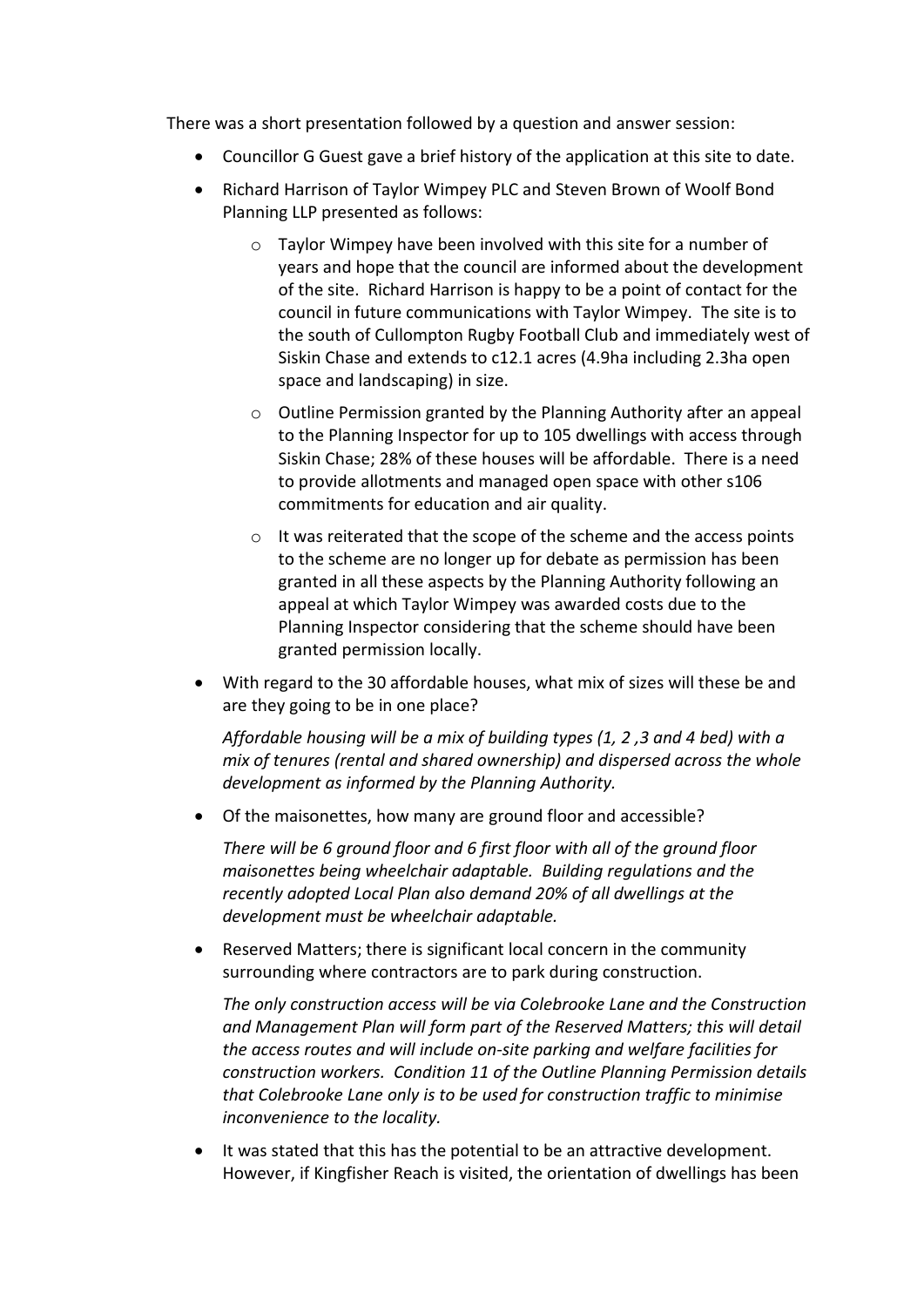There was a short presentation followed by a question and answer session:

- Councillor G Guest gave a brief history of the application at this site to date.
- Richard Harrison of Taylor Wimpey PLC and Steven Brown of Woolf Bond Planning LLP presented as follows:
    - Taylor Wimpey have been involved with this site for a number of years and hope that the council are informed about the development of the site. Richard Harrison is happy to be a point of contact for the council in future communications with Taylor Wimpey. The site is to the south of Cullompton Rugby Football Club and immediately west of Siskin Chase and extends to c12.1 acres (4.9ha including 2.3ha open space and landscaping) in size.
    - Outline Permission granted by the Planning Authority after an appeal to the Planning Inspector for up to 105 dwellings with access through Siskin Chase; 28% of these houses will be affordable. There is a need to provide allotments and managed open space with other s106 commitments for education and air quality.
    - It was reiterated that the scope of the scheme and the access points to the scheme are no longer up for debate as permission has been granted in all these aspects by the Planning Authority following an appeal at which Taylor Wimpey was awarded costs due to the Planning Inspector considering that the scheme should have been granted permission locally.
- With regard to the 30 affordable houses, what mix of sizes will these be and are they going to be in one place?

  *Affordable housing will be a mix of building types (1, 2 ,3 and 4 bed) with a mix of tenures (rental and shared ownership) and dispersed across the whole development as informed by the Planning Authority.*

- Of the maisonettes, how many are ground floor and accessible?

  *There will be 6 ground floor and 6 first floor with all of the ground floor maisonettes being wheelchair adaptable. Building regulations and the recently adopted Local Plan also demand 20% of all dwellings at the development must be wheelchair adaptable.*

- Reserved Matters; there is significant local concern in the community surrounding where contractors are to park during construction.

  *The only construction access will be via Colebrooke Lane and the Construction and Management Plan will form part of the Reserved Matters; this will detail the access routes and will include on-site parking and welfare facilities for construction workers. Condition 11 of the Outline Planning Permission details that Colebrooke Lane only is to be used for construction traffic to minimise inconvenience to the locality.*

- It was stated that this has the potential to be an attractive development. However, if Kingfisher Reach is visited, the orientation of dwellings has been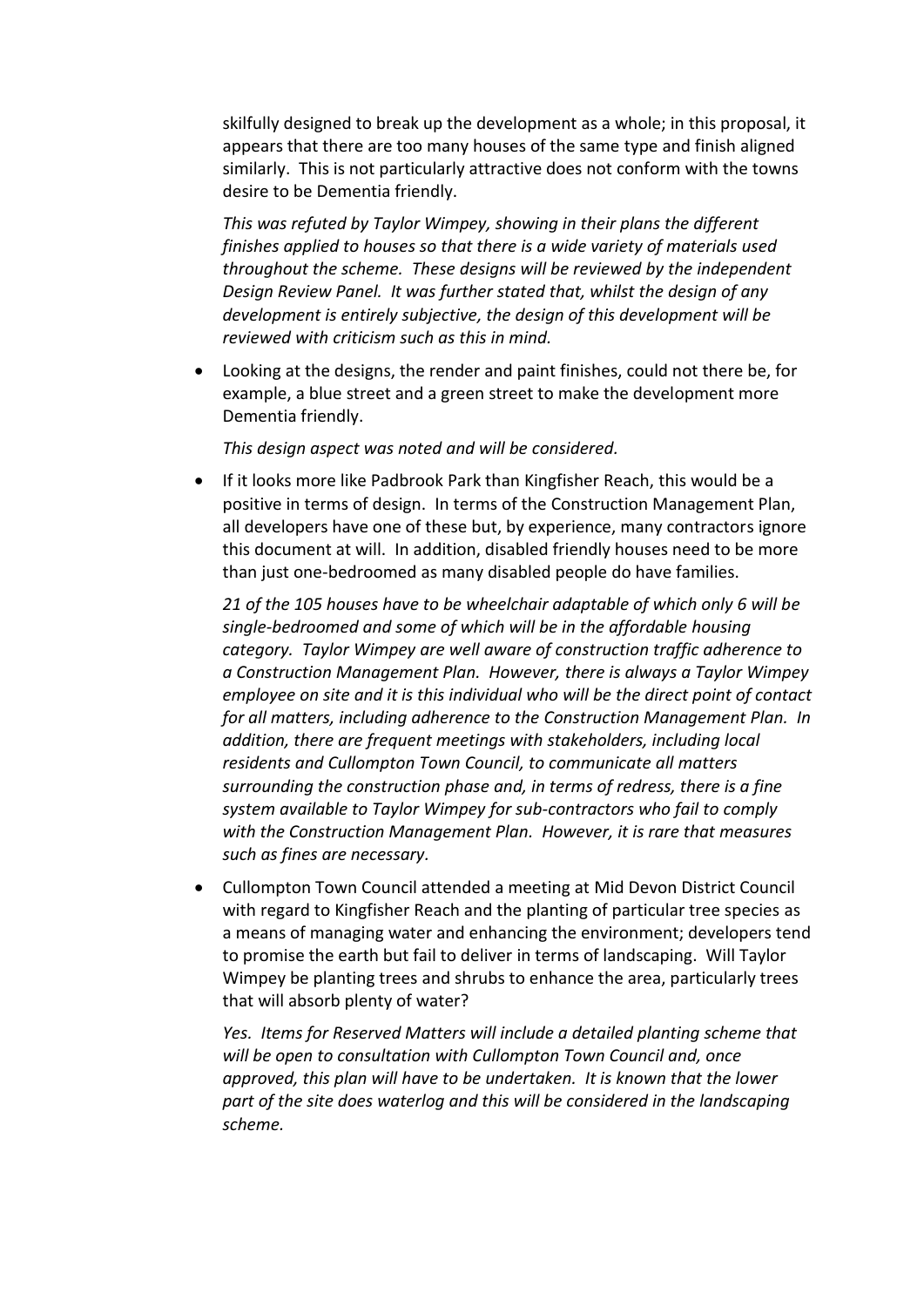skilfully designed to break up the development as a whole; in this proposal, it appears that there are too many houses of the same type and finish aligned similarly. This is not particularly attractive does not conform with the towns desire to be Dementia friendly.

*This was refuted by Taylor Wimpey, showing in their plans the different finishes applied to houses so that there is a wide variety of materials used throughout the scheme. These designs will be reviewed by the independent Design Review Panel. It was further stated that, whilst the design of any development is entirely subjective, the design of this development will be reviewed with criticism such as this in mind.*

- Looking at the designs, the render and paint finishes, could not there be, for example, a blue street and a green street to make the development more Dementia friendly.

  *This design aspect was noted and will be considered.*

- If it looks more like Padbrook Park than Kingfisher Reach, this would be a positive in terms of design. In terms of the Construction Management Plan, all developers have one of these but, by experience, many contractors ignore this document at will. In addition, disabled friendly houses need to be more than just one-bedroomed as many disabled people do have families.

  *21 of the 105 houses have to be wheelchair adaptable of which only 6 will be single-bedroomed and some of which will be in the affordable housing category. Taylor Wimpey are well aware of construction traffic adherence to a Construction Management Plan. However, there is always a Taylor Wimpey employee on site and it is this individual who will be the direct point of contact for all matters, including adherence to the Construction Management Plan. In addition, there are frequent meetings with stakeholders, including local residents and Cullompton Town Council, to communicate all matters surrounding the construction phase and, in terms of redress, there is a fine system available to Taylor Wimpey for sub-contractors who fail to comply with the Construction Management Plan. However, it is rare that measures such as fines are necessary.*

- Cullompton Town Council attended a meeting at Mid Devon District Council with regard to Kingfisher Reach and the planting of particular tree species as a means of managing water and enhancing the environment; developers tend to promise the earth but fail to deliver in terms of landscaping. Will Taylor Wimpey be planting trees and shrubs to enhance the area, particularly trees that will absorb plenty of water?

  *Yes. Items for Reserved Matters will include a detailed planting scheme that will be open to consultation with Cullompton Town Council and, once approved, this plan will have to be undertaken. It is known that the lower part of the site does waterlog and this will be considered in the landscaping scheme.*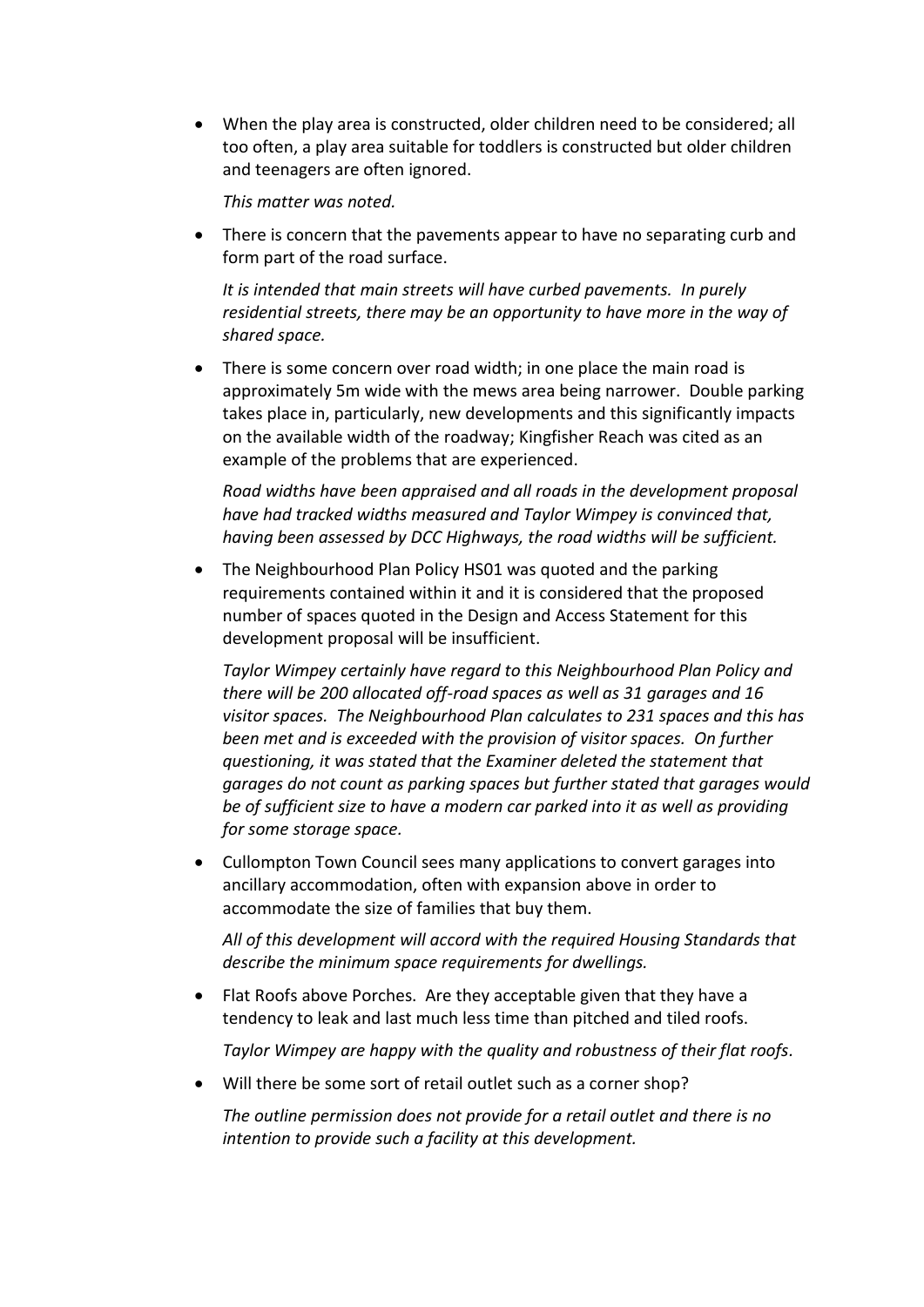- When the play area is constructed, older children need to be considered; all too often, a play area suitable for toddlers is constructed but older children and teenagers are often ignored.

  *This matter was noted.*

- There is concern that the pavements appear to have no separating curb and form part of the road surface.

  *It is intended that main streets will have curbed pavements. In purely residential streets, there may be an opportunity to have more in the way of shared space.*

- There is some concern over road width; in one place the main road is approximately 5m wide with the mews area being narrower. Double parking takes place in, particularly, new developments and this significantly impacts on the available width of the roadway; Kingfisher Reach was cited as an example of the problems that are experienced.

  *Road widths have been appraised and all roads in the development proposal have had tracked widths measured and Taylor Wimpey is convinced that, having been assessed by DCC Highways, the road widths will be sufficient.*

- The Neighbourhood Plan Policy HS01 was quoted and the parking requirements contained within it and it is considered that the proposed number of spaces quoted in the Design and Access Statement for this development proposal will be insufficient.

  *Taylor Wimpey certainly have regard to this Neighbourhood Plan Policy and there will be 200 allocated off-road spaces as well as 31 garages and 16 visitor spaces. The Neighbourhood Plan calculates to 231 spaces and this has been met and is exceeded with the provision of visitor spaces. On further questioning, it was stated that the Examiner deleted the statement that garages do not count as parking spaces but further stated that garages would be of sufficient size to have a modern car parked into it as well as providing for some storage space.*

- Cullompton Town Council sees many applications to convert garages into ancillary accommodation, often with expansion above in order to accommodate the size of families that buy them.

  *All of this development will accord with the required Housing Standards that describe the minimum space requirements for dwellings.*

- Flat Roofs above Porches. Are they acceptable given that they have a tendency to leak and last much less time than pitched and tiled roofs.

  *Taylor Wimpey are happy with the quality and robustness of their flat roofs.*

- Will there be some sort of retail outlet such as a corner shop?

  *The outline permission does not provide for a retail outlet and there is no intention to provide such a facility at this development.*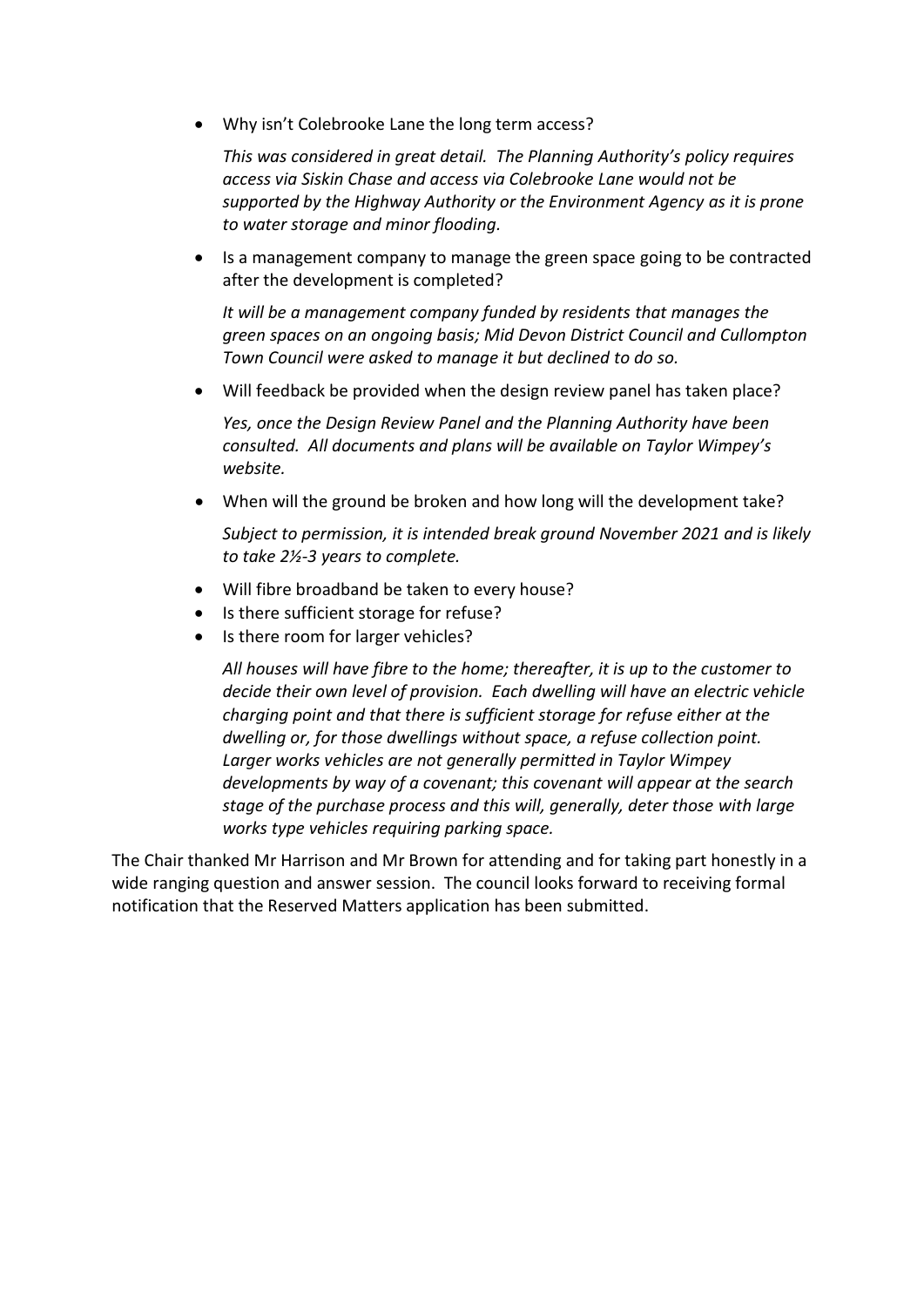- Why isn't Colebrooke Lane the long term access?

  *This was considered in great detail. The Planning Authority's policy requires access via Siskin Chase and access via Colebrooke Lane would not be supported by the Highway Authority or the Environment Agency as it is prone to water storage and minor flooding.*

- Is a management company to manage the green space going to be contracted after the development is completed?

  *It will be a management company funded by residents that manages the green spaces on an ongoing basis; Mid Devon District Council and Cullompton Town Council were asked to manage it but declined to do so.*

- Will feedback be provided when the design review panel has taken place?

  *Yes, once the Design Review Panel and the Planning Authority have been consulted. All documents and plans will be available on Taylor Wimpey's website.*

- When will the ground be broken and how long will the development take?

  *Subject to permission, it is intended break ground November 2021 and is likely to take 2½-3 years to complete.*

- Will fibre broadband be taken to every house?
- Is there sufficient storage for refuse?
- Is there room for larger vehicles?

  *All houses will have fibre to the home; thereafter, it is up to the customer to decide their own level of provision. Each dwelling will have an electric vehicle charging point and that there is sufficient storage for refuse either at the dwelling or, for those dwellings without space, a refuse collection point. Larger works vehicles are not generally permitted in Taylor Wimpey developments by way of a covenant; this covenant will appear at the search stage of the purchase process and this will, generally, deter those with large works type vehicles requiring parking space.*

The Chair thanked Mr Harrison and Mr Brown for attending and for taking part honestly in a wide ranging question and answer session. The council looks forward to receiving formal notification that the Reserved Matters application has been submitted.